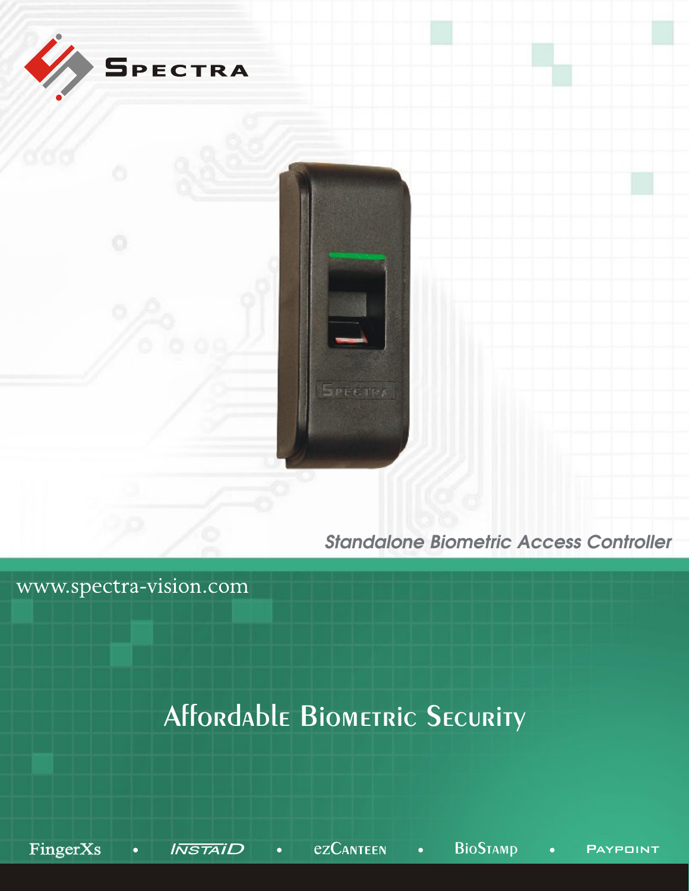# SPECTRA

*Standalone Biometric Access Controller*

www.spectra-vision.com

## Affordable Biometric Security

FingerXs • INSTAID • ezCanteen • BioStamp • PayPoint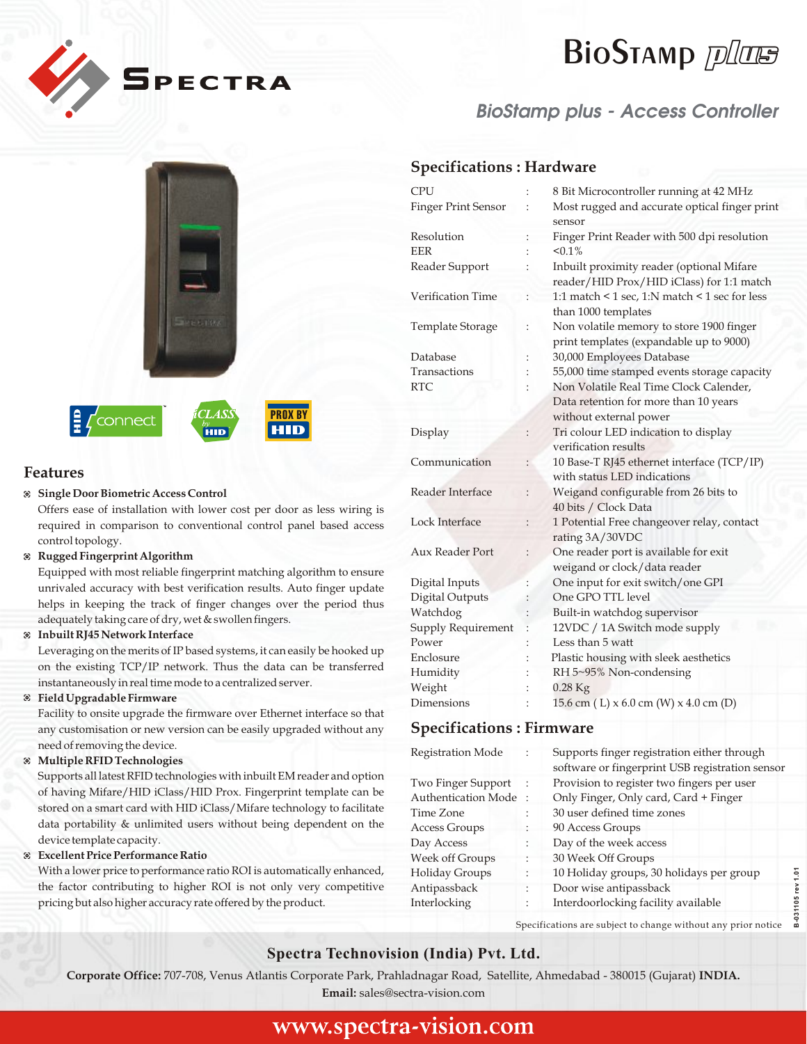# BioStamp plus

## BioStamp plus - Access Controller

## Features

- **Single Door Biometric Access Control**
  Offers ease of installation with lower cost per door as less wiring is required in comparison to conventional control panel based access control topology.
- **Rugged Fingerprint Algorithm**
  Equipped with most reliable fingerprint matching algorithm to ensure unrivaled accuracy with best verification results. Auto finger update helps in keeping the track of finger changes over the period thus adequately taking care of dry, wet & swollen fingers.
- **Inbuilt RJ45 Network Interface**
  Leveraging on the merits of IP based systems, it can easily be hooked up on the existing TCP/IP network. Thus the data can be transferred instantaneously in real time mode to a centralized server.
- **Field Upgradable Firmware**
  Facility to onsite upgrade the firmware over Ethernet interface so that any customisation or new version can be easily upgraded without any need of removing the device.
- **Multiple RFID Technologies**
  Supports all latest RFID technologies with inbuilt EM reader and option of having Mifare/HID iClass/HID Prox. Fingerprint template can be stored on a smart card with HID iClass/Mifare technology to facilitate data portability & unlimited users without being dependent on the device template capacity.
- **Excellent Price Performance Ratio**
  With a lower price to performance ratio ROI is automatically enhanced, the factor contributing to higher ROI is not only very competitive pricing but also higher accuracy rate offered by the product.

## Specifications : Hardware

| | | |
|---|---|---|
| CPU | : | 8 Bit Microcontroller running at 42 MHz |
| Finger Print Sensor | : | Most rugged and accurate optical finger print sensor |
| Resolution | : | Finger Print Reader with 500 dpi resolution |
| EER | : | <0.1% |
| Reader Support | : | Inbuilt proximity reader (optional Mifare reader/HID Prox/HID iClass) for 1:1 match |
| Verification Time | : | 1:1 match < 1 sec, 1:N match < 1 sec for less than 1000 templates |
| Template Storage | : | Non volatile memory to store 1900 finger print templates (expandable up to 9000) |
| Database | : | 30,000 Employees Database |
| Transactions | : | 55,000 time stamped events storage capacity |
| RTC | : | Non Volatile Real Time Clock Calender, Data retention for more than 10 years without external power |
| Display | : | Tri colour LED indication to display verification results |
| Communication | : | 10 Base-T RJ45 ethernet interface (TCP/IP) with status LED indications |
| Reader Interface | : | Weigand configurable from 26 bits to 40 bits / Clock Data |
| Lock Interface | : | 1 Potential Free changeover relay, contact rating 3A/30VDC |
| Aux Reader Port | : | One reader port is available for exit weigand or clock/data reader |
| Digital Inputs | : | One input for exit switch/one GPI |
| Digital Outputs | : | One GPO TTL level |
| Watchdog | : | Built-in watchdog supervisor |
| Supply Requirement | : | 12VDC / 1A Switch mode supply |
| Power | : | Less than 5 watt |
| Enclosure | : | Plastic housing with sleek aesthetics |
| Humidity | : | RH 5~95% Non-condensing |
| Weight | : | 0.28 Kg |
| Dimensions | : | 15.6 cm ( L) x 6.0 cm (W) x 4.0 cm (D) |

## Specifications : Firmware

| | | |
|---|---|---|
| Registration Mode | : | Supports finger registration either through software or fingerprint USB registration sensor |
| Two Finger Support | : | Provision to register two fingers per user |
| Authentication Mode | : | Only Finger, Only card, Card + Finger |
| Time Zone | : | 30 user defined time zones |
| Access Groups | : | 90 Access Groups |
| Day Access | : | Day of the week access |
| Week off Groups | : | 30 Week Off Groups |
| Holiday Groups | : | 10 Holiday groups, 30 holidays per group |
| Antipassback | : | Door wise antipassback |
| Interlocking | : | Interdoorlocking facility available |

Specifications are subject to change without any prior notice

B-031105 rev 1.01

**Spectra Technovision (India) Pvt. Ltd.**

**Corporate Office:** 707-708, Venus Atlantis Corporate Park, Prahladnagar Road, Satellite, Ahmedabad - 380015 (Gujarat) **INDIA.**

**Email:** sales@sectra-vision.com

www.spectra-vision.com